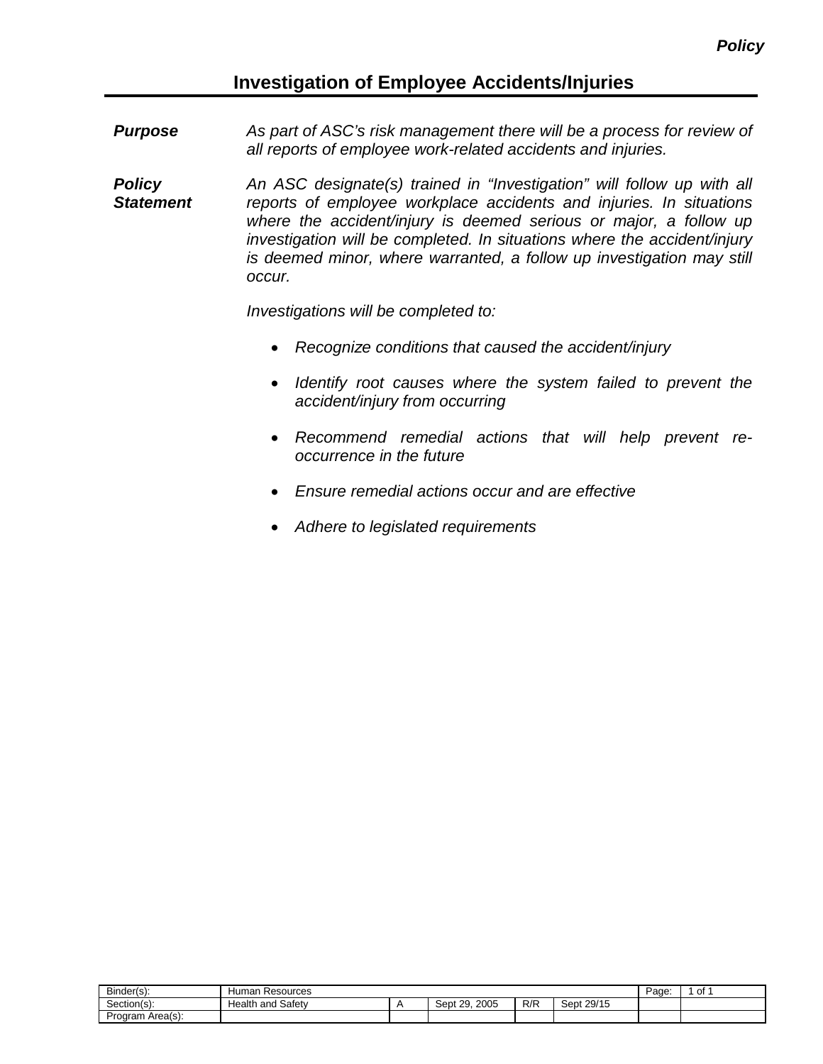# Investigation of Employee Accidents/Injuries

**_Purpose_**

*As part of ASC's risk management there will be a process for review of all reports of employee work-related accidents and injuries.*

**_Policy Statement_**

*An ASC designate(s) trained in "Investigation" will follow up with all reports of employee workplace accidents and injuries. In situations where the accident/injury is deemed serious or major, a follow up investigation will be completed. In situations where the accident/injury is deemed minor, where warranted, a follow up investigation may still occur.*

*Investigations will be completed to:*

- *Recognize conditions that caused the accident/injury*
- *Identify root causes where the system failed to prevent the accident/injury from occurring*
- *Recommend remedial actions that will help prevent re-occurrence in the future*
- *Ensure remedial actions occur and are effective*
- *Adhere to legislated requirements*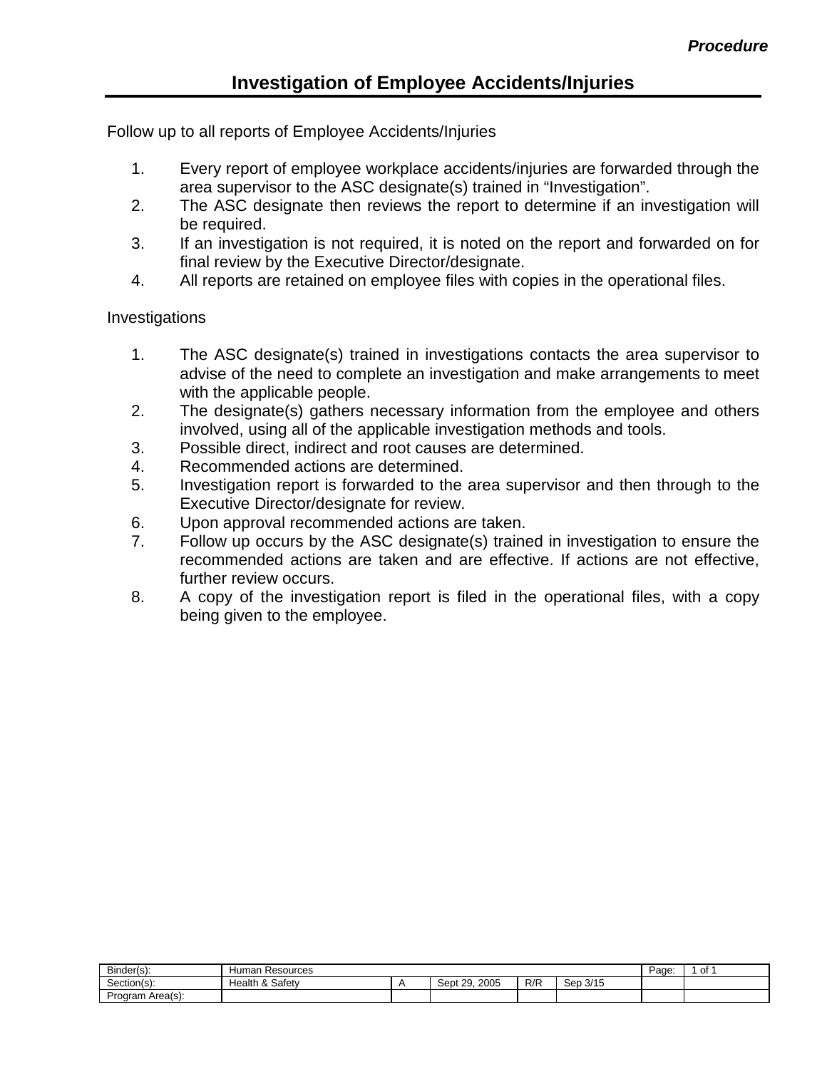# Investigation of Employee Accidents/Injuries

Follow up to all reports of Employee Accidents/Injuries

1. Every report of employee workplace accidents/injuries are forwarded through the area supervisor to the ASC designate(s) trained in "Investigation".
2. The ASC designate then reviews the report to determine if an investigation will be required.
3. If an investigation is not required, it is noted on the report and forwarded on for final review by the Executive Director/designate.
4. All reports are retained on employee files with copies in the operational files.

Investigations

1. The ASC designate(s) trained in investigations contacts the area supervisor to advise of the need to complete an investigation and make arrangements to meet with the applicable people.
2. The designate(s) gathers necessary information from the employee and others involved, using all of the applicable investigation methods and tools.
3. Possible direct, indirect and root causes are determined.
4. Recommended actions are determined.
5. Investigation report is forwarded to the area supervisor and then through to the Executive Director/designate for review.
6. Upon approval recommended actions are taken.
7. Follow up occurs by the ASC designate(s) trained in investigation to ensure the recommended actions are taken and are effective. If actions are not effective, further review occurs.
8. A copy of the investigation report is filed in the operational files, with a copy being given to the employee.